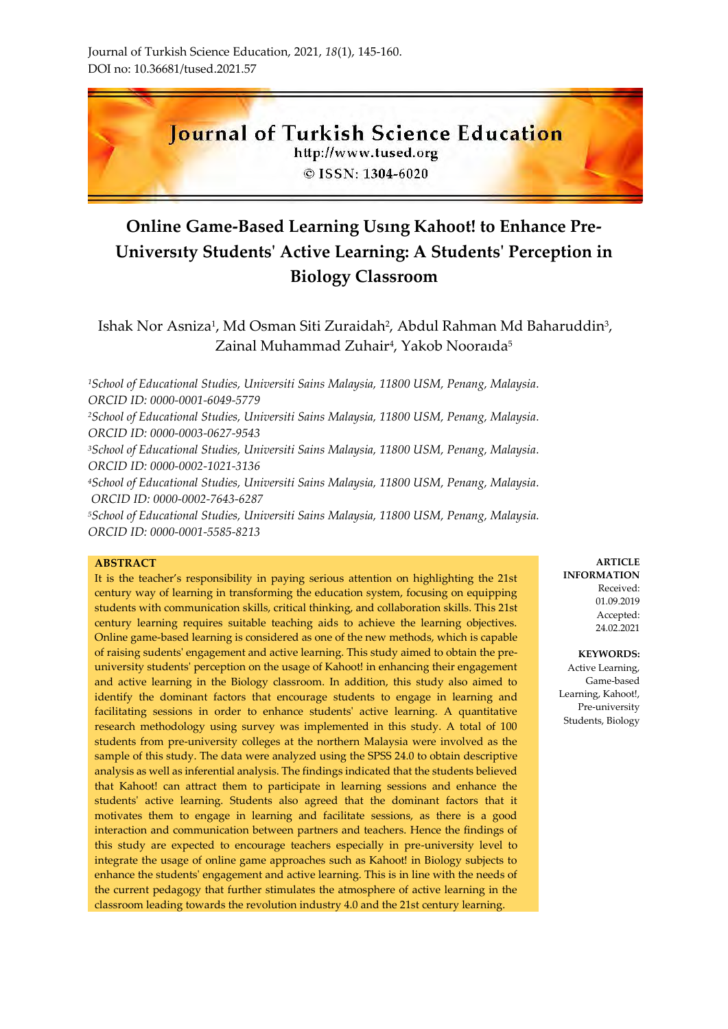Journal of Turkish Science Education, 2021, *18*(1), 145-160.
DOI no: 10.36681/tused.2021.57

**Journal of Turkish Science Education**
http://www.tused.org
© ISSN: 1304-6020

# Online Game-Based Learning Usıng Kahoot! to Enhance Pre-Universıty Students' Active Learning: A Students' Perception in Biology Classroom

Ishak Nor Asniza[1], Md Osman Siti Zuraidah[2], Abdul Rahman Md Baharuddin[3], Zainal Muhammad Zuhair[4], Yakob Nooraıda[5]

*[1]School of Educational Studies, Universiti Sains Malaysia, 11800 USM, Penang, Malaysia. ORCID ID: 0000-0001-6049-5779*
*[2]School of Educational Studies, Universiti Sains Malaysia, 11800 USM, Penang, Malaysia. ORCID ID: 0000-0003-0627-9543*
*[3]School of Educational Studies, Universiti Sains Malaysia, 11800 USM, Penang, Malaysia. ORCID ID: 0000-0002-1021-3136*
*[4]School of Educational Studies, Universiti Sains Malaysia, 11800 USM, Penang, Malaysia. ORCID ID: 0000-0002-7643-6287*
*[5]School of Educational Studies, Universiti Sains Malaysia, 11800 USM, Penang, Malaysia. ORCID ID: 0000-0001-5585-8213*

**ARTICLE INFORMATION**
Received: 01.09.2019
Accepted: 24.02.2021

**KEYWORDS:**
Active Learning, Game-based Learning, Kahoot!, Pre-university Students, Biology

**ABSTRACT**

It is the teacher's responsibility in paying serious attention on highlighting the 21st century way of learning in transforming the education system, focusing on equipping students with communication skills, critical thinking, and collaboration skills. This 21st century learning requires suitable teaching aids to achieve the learning objectives. Online game-based learning is considered as one of the new methods, which is capable of raising sudents' engagement and active learning. This study aimed to obtain the pre-university students' perception on the usage of Kahoot! in enhancing their engagement and active learning in the Biology classroom. In addition, this study also aimed to identify the dominant factors that encourage students to engage in learning and facilitating sessions in order to enhance students' active learning. A quantitative research methodology using survey was implemented in this study. A total of 100 students from pre-university colleges at the northern Malaysia were involved as the sample of this study. The data were analyzed using the SPSS 24.0 to obtain descriptive analysis as well as inferential analysis. The findings indicated that the students believed that Kahoot! can attract them to participate in learning sessions and enhance the students' active learning. Students also agreed that the dominant factors that it motivates them to engage in learning and facilitate sessions, as there is a good interaction and communication between partners and teachers. Hence the findings of this study are expected to encourage teachers especially in pre-university level to integrate the usage of online game approaches such as Kahoot! in Biology subjects to enhance the students' engagement and active learning. This is in line with the needs of the current pedagogy that further stimulates the atmosphere of active learning in the classroom leading towards the revolution industry 4.0 and the 21st century learning.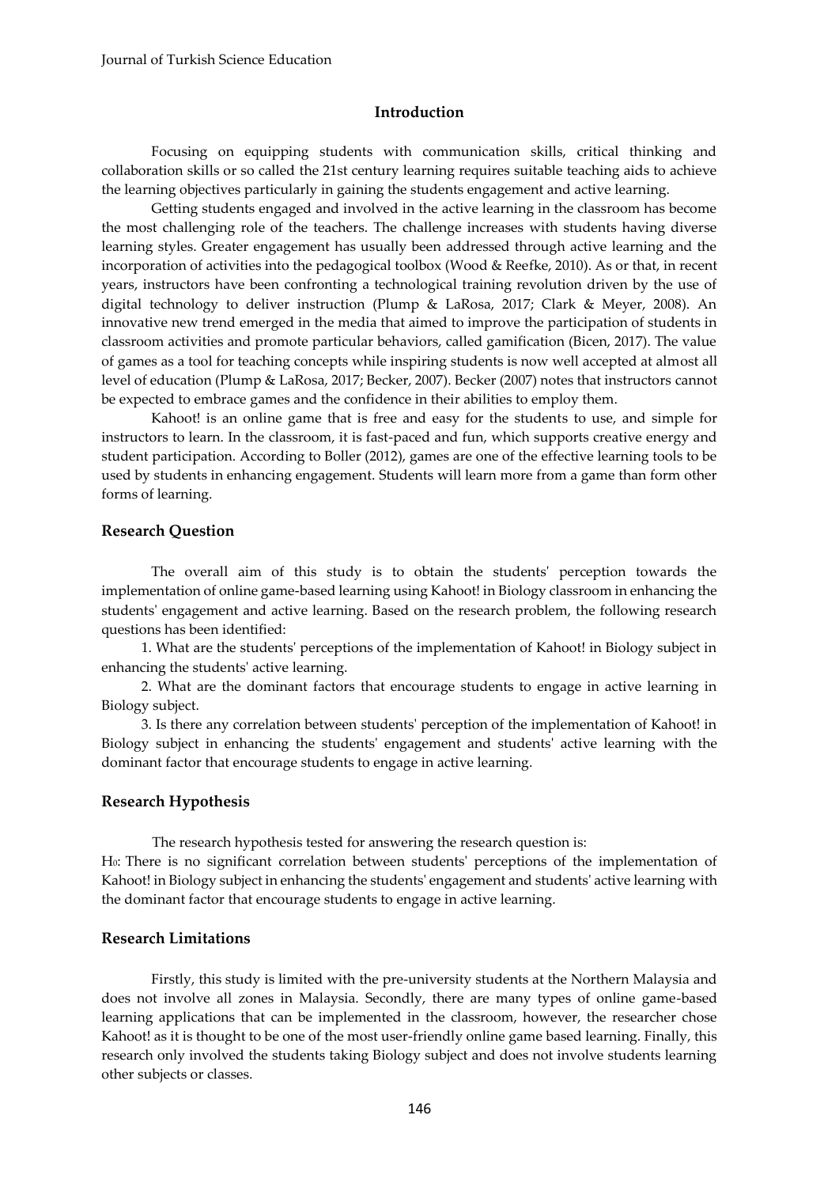## Introduction

Focusing on equipping students with communication skills, critical thinking and collaboration skills or so called the 21st century learning requires suitable teaching aids to achieve the learning objectives particularly in gaining the students engagement and active learning.

Getting students engaged and involved in the active learning in the classroom has become the most challenging role of the teachers. The challenge increases with students having diverse learning styles. Greater engagement has usually been addressed through active learning and the incorporation of activities into the pedagogical toolbox (Wood & Reefke, 2010). As or that, in recent years, instructors have been confronting a technological training revolution driven by the use of digital technology to deliver instruction (Plump & LaRosa, 2017; Clark & Meyer, 2008). An innovative new trend emerged in the media that aimed to improve the participation of students in classroom activities and promote particular behaviors, called gamification (Bicen, 2017). The value of games as a tool for teaching concepts while inspiring students is now well accepted at almost all level of education (Plump & LaRosa, 2017; Becker, 2007). Becker (2007) notes that instructors cannot be expected to embrace games and the confidence in their abilities to employ them.

Kahoot! is an online game that is free and easy for the students to use, and simple for instructors to learn. In the classroom, it is fast-paced and fun, which supports creative energy and student participation. According to Boller (2012), games are one of the effective learning tools to be used by students in enhancing engagement. Students will learn more from a game than form other forms of learning.

## Research Question

The overall aim of this study is to obtain the students' perception towards the implementation of online game-based learning using Kahoot! in Biology classroom in enhancing the students' engagement and active learning. Based on the research problem, the following research questions has been identified:

1. What are the students' perceptions of the implementation of Kahoot! in Biology subject in enhancing the students' active learning.
2. What are the dominant factors that encourage students to engage in active learning in Biology subject.
3. Is there any correlation between students' perception of the implementation of Kahoot! in Biology subject in enhancing the students' engagement and students' active learning with the dominant factor that encourage students to engage in active learning.

## Research Hypothesis

The research hypothesis tested for answering the research question is:

$H_0$: There is no significant correlation between students' perceptions of the implementation of Kahoot! in Biology subject in enhancing the students' engagement and students' active learning with the dominant factor that encourage students to engage in active learning.

## Research Limitations

Firstly, this study is limited with the pre-university students at the Northern Malaysia and does not involve all zones in Malaysia. Secondly, there are many types of online game-based learning applications that can be implemented in the classroom, however, the researcher chose Kahoot! as it is thought to be one of the most user-friendly online game based learning. Finally, this research only involved the students taking Biology subject and does not involve students learning other subjects or classes.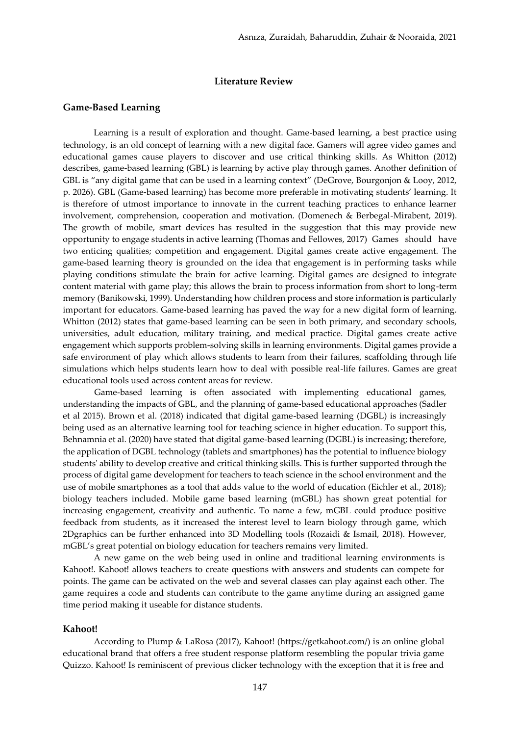## Literature Review

### Game-Based Learning

Learning is a result of exploration and thought. Game-based learning, a best practice using technology, is an old concept of learning with a new digital face. Gamers will agree video games and educational games cause players to discover and use critical thinking skills. As Whitton (2012) describes, game-based learning (GBL) is learning by active play through games. Another definition of GBL is "any digital game that can be used in a learning context" (DeGrove, Bourgonjon & Looy, 2012, p. 2026). GBL (Game-based learning) has become more preferable in motivating students' learning. It is therefore of utmost importance to innovate in the current teaching practices to enhance learner involvement, comprehension, cooperation and motivation. (Domenech & Berbegal-Mirabent, 2019). The growth of mobile, smart devices has resulted in the suggestion that this may provide new opportunity to engage students in active learning (Thomas and Fellowes, 2017) Games should have two enticing qualities; competition and engagement. Digital games create active engagement. The game-based learning theory is grounded on the idea that engagement is in performing tasks while playing conditions stimulate the brain for active learning. Digital games are designed to integrate content material with game play; this allows the brain to process information from short to long-term memory (Banikowski, 1999). Understanding how children process and store information is particularly important for educators. Game-based learning has paved the way for a new digital form of learning. Whitton (2012) states that game-based learning can be seen in both primary, and secondary schools, universities, adult education, military training, and medical practice. Digital games create active engagement which supports problem-solving skills in learning environments. Digital games provide a safe environment of play which allows students to learn from their failures, scaffolding through life simulations which helps students learn how to deal with possible real-life failures. Games are great educational tools used across content areas for review.

Game-based learning is often associated with implementing educational games, understanding the impacts of GBL, and the planning of game-based educational approaches (Sadler et al 2015). Brown et al. (2018) indicated that digital game-based learning (DGBL) is increasingly being used as an alternative learning tool for teaching science in higher education. To support this, Behnamnia et al. (2020) have stated that digital game-based learning (DGBL) is increasing; therefore, the application of DGBL technology (tablets and smartphones) has the potential to influence biology students' ability to develop creative and critical thinking skills. This is further supported through the process of digital game development for teachers to teach science in the school environment and the use of mobile smartphones as a tool that adds value to the world of education (Eichler et al., 2018); biology teachers included. Mobile game based learning (mGBL) has shown great potential for increasing engagement, creativity and authentic. To name a few, mGBL could produce positive feedback from students, as it increased the interest level to learn biology through game, which 2Dgraphics can be further enhanced into 3D Modelling tools (Rozaidi & Ismail, 2018). However, mGBL's great potential on biology education for teachers remains very limited.

A new game on the web being used in online and traditional learning environments is Kahoot!. Kahoot! allows teachers to create questions with answers and students can compete for points. The game can be activated on the web and several classes can play against each other. The game requires a code and students can contribute to the game anytime during an assigned game time period making it useable for distance students.

### Kahoot!

According to Plump & LaRosa (2017), Kahoot! (https://getkahoot.com/) is an online global educational brand that offers a free student response platform resembling the popular trivia game Quizzo. Kahoot! Is reminiscent of previous clicker technology with the exception that it is free and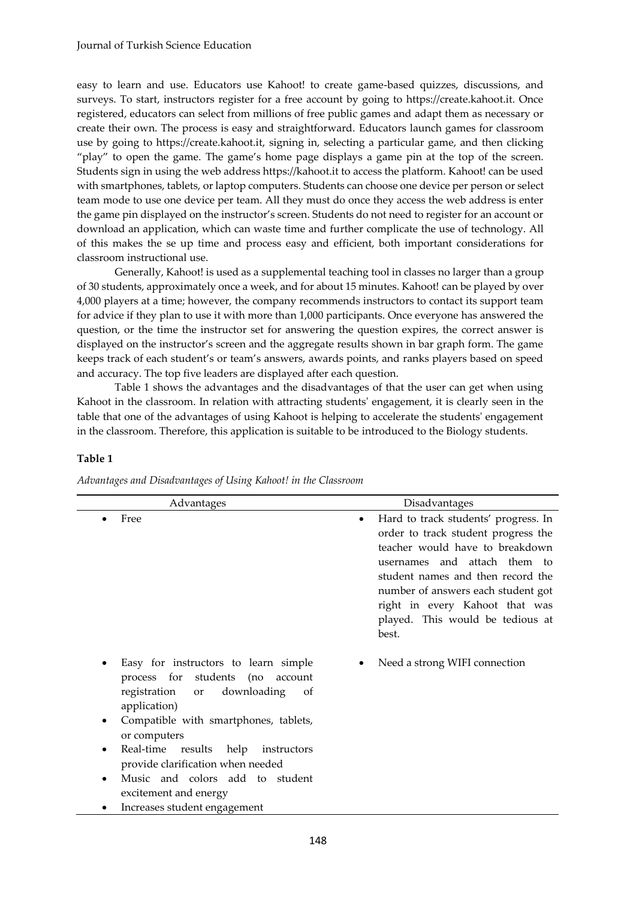easy to learn and use. Educators use Kahoot! to create game-based quizzes, discussions, and surveys. To start, instructors register for a free account by going to https://create.kahoot.it. Once registered, educators can select from millions of free public games and adapt them as necessary or create their own. The process is easy and straightforward. Educators launch games for classroom use by going to https://create.kahoot.it, signing in, selecting a particular game, and then clicking "play" to open the game. The game's home page displays a game pin at the top of the screen. Students sign in using the web address https://kahoot.it to access the platform. Kahoot! can be used with smartphones, tablets, or laptop computers. Students can choose one device per person or select team mode to use one device per team. All they must do once they access the web address is enter the game pin displayed on the instructor's screen. Students do not need to register for an account or download an application, which can waste time and further complicate the use of technology. All of this makes the se up time and process easy and efficient, both important considerations for classroom instructional use.

Generally, Kahoot! is used as a supplemental teaching tool in classes no larger than a group of 30 students, approximately once a week, and for about 15 minutes. Kahoot! can be played by over 4,000 players at a time; however, the company recommends instructors to contact its support team for advice if they plan to use it with more than 1,000 participants. Once everyone has answered the question, or the time the instructor set for answering the question expires, the correct answer is displayed on the instructor's screen and the aggregate results shown in bar graph form. The game keeps track of each student's or team's answers, awards points, and ranks players based on speed and accuracy. The top five leaders are displayed after each question.

Table 1 shows the advantages and the disadvantages of that the user can get when using Kahoot in the classroom. In relation with attracting students' engagement, it is clearly seen in the table that one of the advantages of using Kahoot is helping to accelerate the students' engagement in the classroom. Therefore, this application is suitable to be introduced to the Biology students.

**Table 1**

*Advantages and Disadvantages of Using Kahoot! in the Classroom*

| Advantages | Disadvantages |
|---|---|
| • Free | • Hard to track students' progress. In order to track student progress the teacher would have to breakdown usernames and attach them to student names and then record the number of answers each student got right in every Kahoot that was played. This would be tedious at best. |
| • Easy for instructors to learn simple process for students (no account registration or downloading of application)<br>• Compatible with smartphones, tablets, or computers<br>• Real-time results help instructors provide clarification when needed<br>• Music and colors add to student excitement and energy<br>• Increases student engagement | • Need a strong WIFI connection |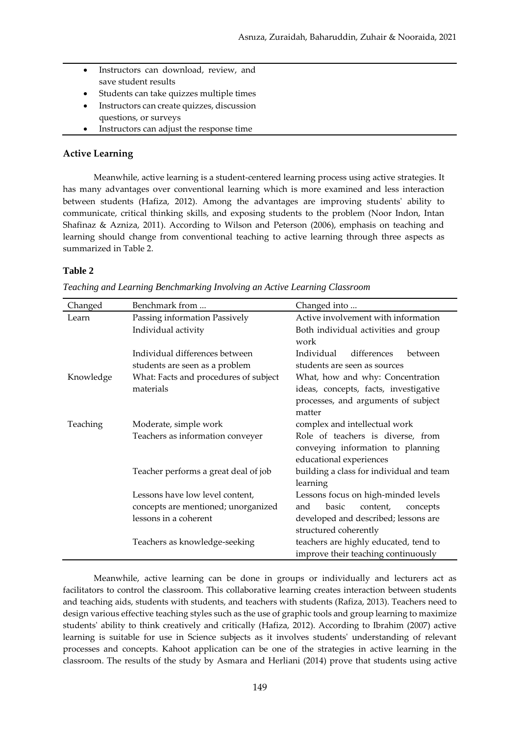- Instructors can download, review, and save student results
- Students can take quizzes multiple times
- Instructors can create quizzes, discussion questions, or surveys
- Instructors can adjust the response time

## Active Learning

Meanwhile, active learning is a student-centered learning process using active strategies. It has many advantages over conventional learning which is more examined and less interaction between students (Hafiza, 2012). Among the advantages are improving students' ability to communicate, critical thinking skills, and exposing students to the problem (Noor Indon, Intan Shafinaz & Azniza, 2011). According to Wilson and Peterson (2006), emphasis on teaching and learning should change from conventional teaching to active learning through three aspects as summarized in Table 2.

**Table 2**

*Teaching and Learning Benchmarking Involving an Active Learning Classroom*

| Changed | Benchmark from ... | Changed into ... |
|---|---|---|
| Learn | Passing information Passively | Active involvement with information |
| | Individual activity | Both individual activities and group work |
| | Individual differences between students are seen as a problem | Individual differences between students are seen as sources |
| Knowledge | What: Facts and procedures of subject materials | What, how and why: Concentration ideas, concepts, facts, investigative processes, and arguments of subject matter |
| Teaching | Moderate, simple work | complex and intellectual work |
| | Teachers as information conveyer | Role of teachers is diverse, from conveying information to planning educational experiences |
| | Teacher performs a great deal of job | building a class for individual and team learning |
| | Lessons have low level content, concepts are mentioned; unorganized lessons in a coherent | Lessons focus on high-minded levels and basic content, concepts developed and described; lessons are structured coherently |
| | Teachers as knowledge-seeking | teachers are highly educated, tend to improve their teaching continuously |

Meanwhile, active learning can be done in groups or individually and lecturers act as facilitators to control the classroom. This collaborative learning creates interaction between students and teaching aids, students with students, and teachers with students (Rafiza, 2013). Teachers need to design various effective teaching styles such as the use of graphic tools and group learning to maximize students' ability to think creatively and critically (Hafiza, 2012). According to Ibrahim (2007) active learning is suitable for use in Science subjects as it involves students' understanding of relevant processes and concepts. Kahoot application can be one of the strategies in active learning in the classroom. The results of the study by Asmara and Herliani (2014) prove that students using active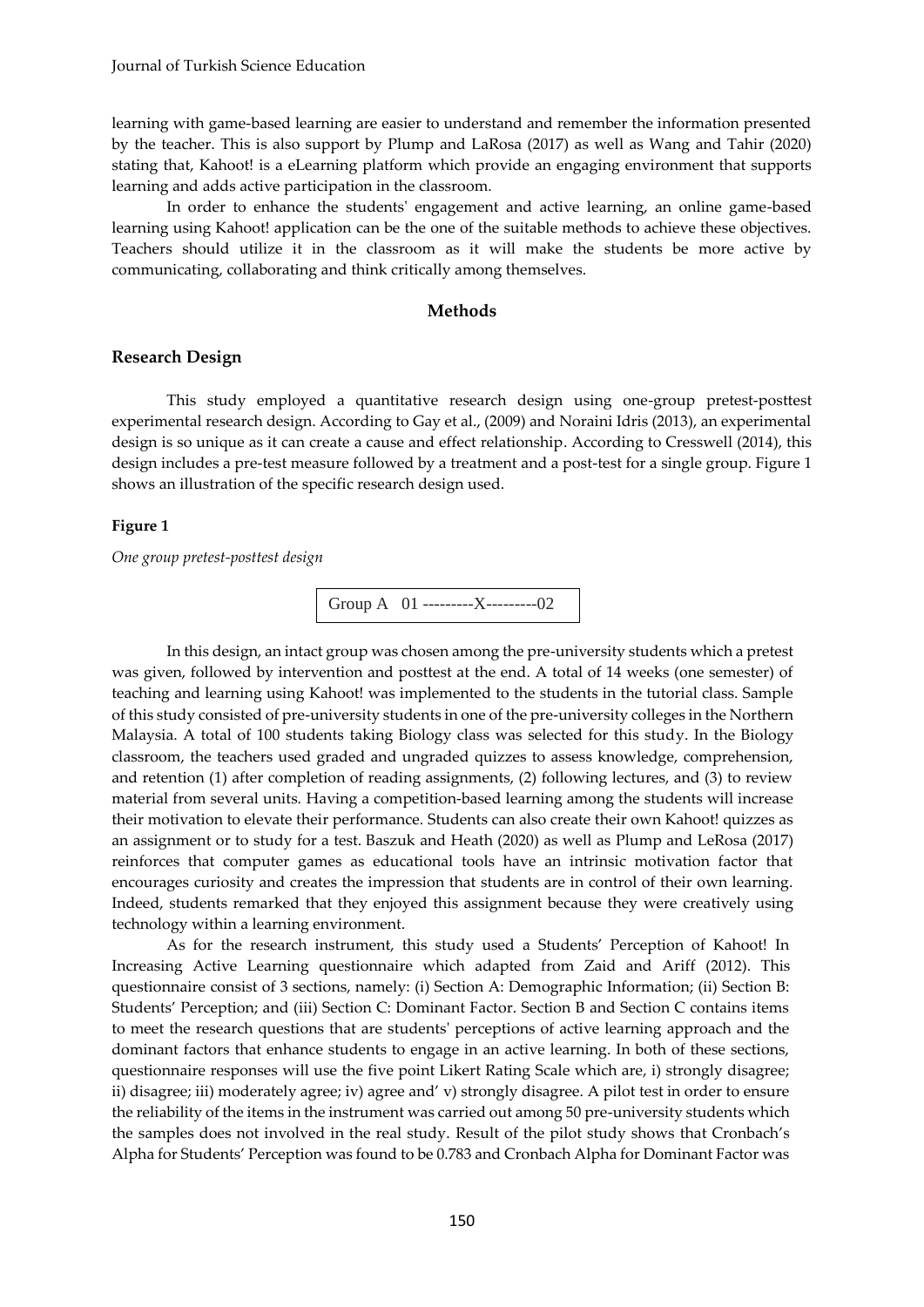learning with game-based learning are easier to understand and remember the information presented by the teacher. This is also support by Plump and LaRosa (2017) as well as Wang and Tahir (2020) stating that, Kahoot! is a eLearning platform which provide an engaging environment that supports learning and adds active participation in the classroom.

In order to enhance the students' engagement and active learning, an online game-based learning using Kahoot! application can be the one of the suitable methods to achieve these objectives. Teachers should utilize it in the classroom as it will make the students be more active by communicating, collaborating and think critically among themselves.

## Methods

### Research Design

This study employed a quantitative research design using one-group pretest-posttest experimental research design. According to Gay et al., (2009) and Noraini Idris (2013), an experimental design is so unique as it can create a cause and effect relationship. According to Cresswell (2014), this design includes a pre-test measure followed by a treatment and a post-test for a single group. Figure 1 shows an illustration of the specific research design used.

**Figure 1**

*One group pretest-posttest design*

```
Group A   01 ---------X---------02
```

In this design, an intact group was chosen among the pre-university students which a pretest was given, followed by intervention and posttest at the end. A total of 14 weeks (one semester) of teaching and learning using Kahoot! was implemented to the students in the tutorial class. Sample of this study consisted of pre-university students in one of the pre-university colleges in the Northern Malaysia. A total of 100 students taking Biology class was selected for this study. In the Biology classroom, the teachers used graded and ungraded quizzes to assess knowledge, comprehension, and retention (1) after completion of reading assignments, (2) following lectures, and (3) to review material from several units. Having a competition-based learning among the students will increase their motivation to elevate their performance. Students can also create their own Kahoot! quizzes as an assignment or to study for a test. Baszuk and Heath (2020) as well as Plump and LeRosa (2017) reinforces that computer games as educational tools have an intrinsic motivation factor that encourages curiosity and creates the impression that students are in control of their own learning. Indeed, students remarked that they enjoyed this assignment because they were creatively using technology within a learning environment.

As for the research instrument, this study used a Students' Perception of Kahoot! In Increasing Active Learning questionnaire which adapted from Zaid and Ariff (2012). This questionnaire consist of 3 sections, namely: (i) Section A: Demographic Information; (ii) Section B: Students' Perception; and (iii) Section C: Dominant Factor. Section B and Section C contains items to meet the research questions that are students' perceptions of active learning approach and the dominant factors that enhance students to engage in an active learning. In both of these sections, questionnaire responses will use the five point Likert Rating Scale which are, i) strongly disagree; ii) disagree; iii) moderately agree; iv) agree and' v) strongly disagree. A pilot test in order to ensure the reliability of the items in the instrument was carried out among 50 pre-university students which the samples does not involved in the real study. Result of the pilot study shows that Cronbach's Alpha for Students' Perception was found to be 0.783 and Cronbach Alpha for Dominant Factor was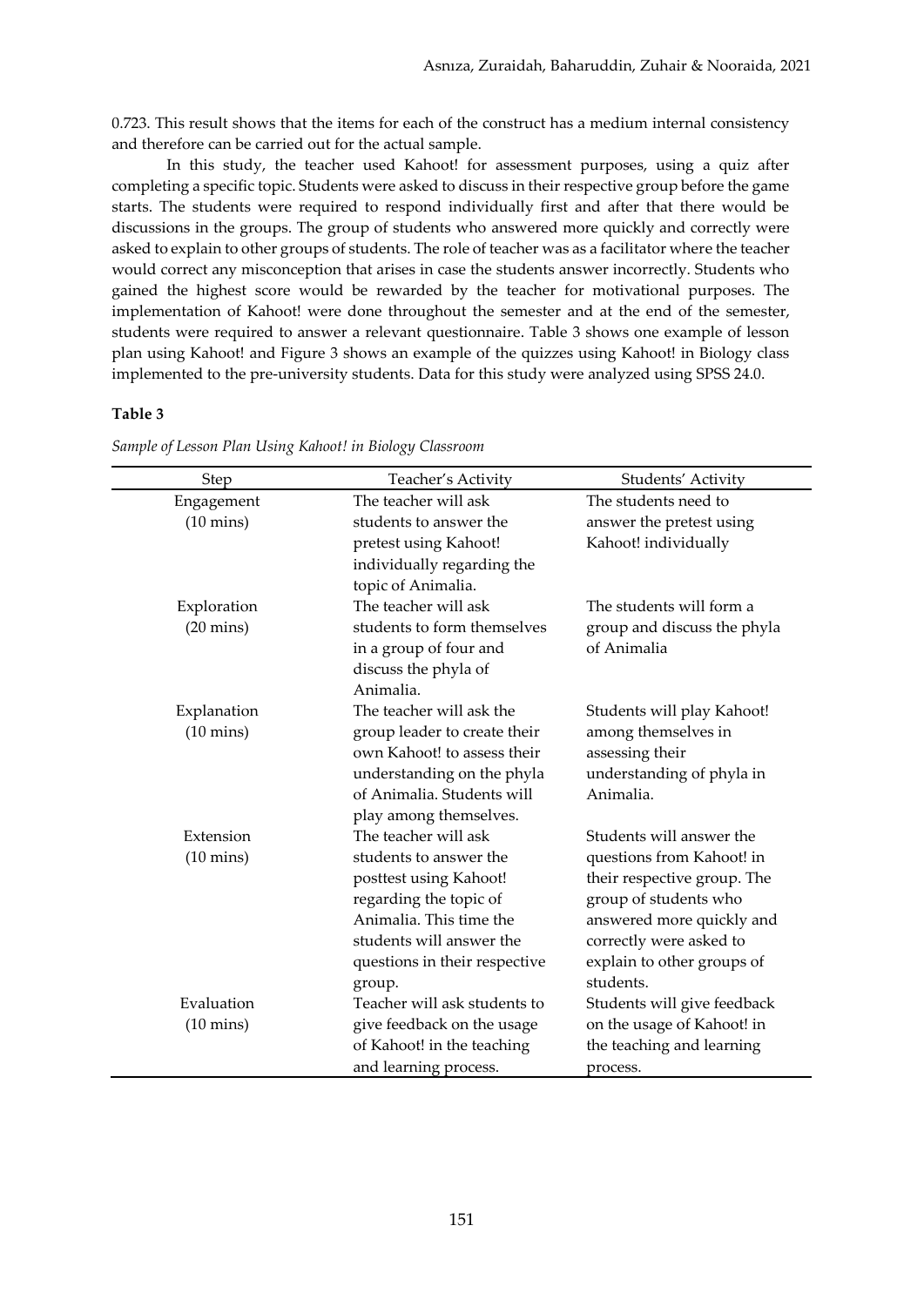0.723. This result shows that the items for each of the construct has a medium internal consistency and therefore can be carried out for the actual sample.

In this study, the teacher used Kahoot! for assessment purposes, using a quiz after completing a specific topic. Students were asked to discuss in their respective group before the game starts. The students were required to respond individually first and after that there would be discussions in the groups. The group of students who answered more quickly and correctly were asked to explain to other groups of students. The role of teacher was as a facilitator where the teacher would correct any misconception that arises in case the students answer incorrectly. Students who gained the highest score would be rewarded by the teacher for motivational purposes. The implementation of Kahoot! were done throughout the semester and at the end of the semester, students were required to answer a relevant questionnaire. Table 3 shows one example of lesson plan using Kahoot! and Figure 3 shows an example of the quizzes using Kahoot! in Biology class implemented to the pre-university students. Data for this study were analyzed using SPSS 24.0.

**Table 3**

*Sample of Lesson Plan Using Kahoot! in Biology Classroom*

| Step | Teacher's Activity | Students' Activity |
|---|---|---|
| Engagement (10 mins) | The teacher will ask students to answer the pretest using Kahoot! individually regarding the topic of Animalia. | The students need to answer the pretest using Kahoot! individually |
| Exploration (20 mins) | The teacher will ask students to form themselves in a group of four and discuss the phyla of Animalia. | The students will form a group and discuss the phyla of Animalia |
| Explanation (10 mins) | The teacher will ask the group leader to create their own Kahoot! to assess their understanding on the phyla of Animalia. Students will play among themselves. | Students will play Kahoot! among themselves in assessing their understanding of phyla in Animalia. |
| Extension (10 mins) | The teacher will ask students to answer the posttest using Kahoot! regarding the topic of Animalia. This time the students will answer the questions in their respective group. | Students will answer the questions from Kahoot! in their respective group. The group of students who answered more quickly and correctly were asked to explain to other groups of students. |
| Evaluation (10 mins) | Teacher will ask students to give feedback on the usage of Kahoot! in the teaching and learning process. | Students will give feedback on the usage of Kahoot! in the teaching and learning process. |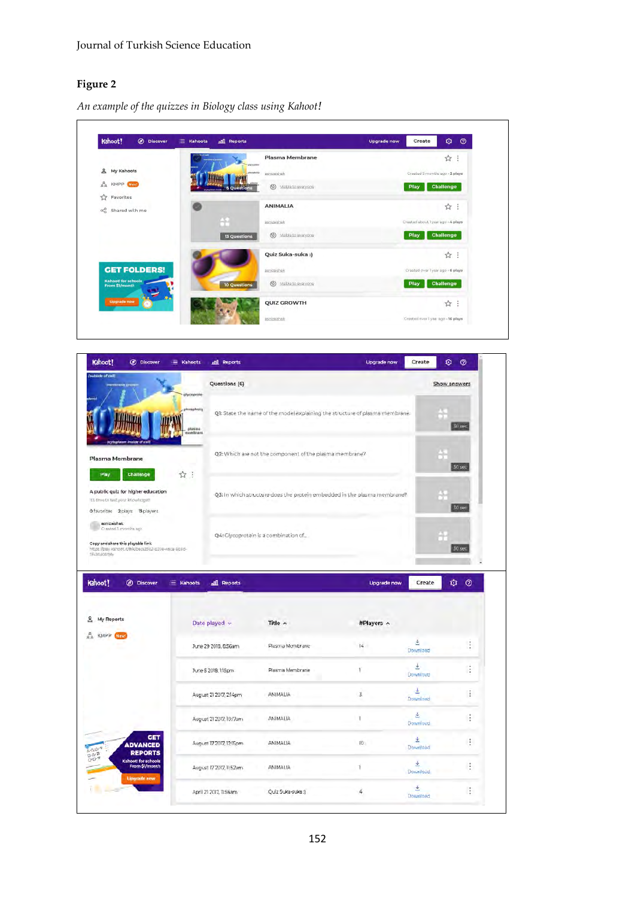**Figure 2**

*An example of the quizzes in Biology class using Kahoot!*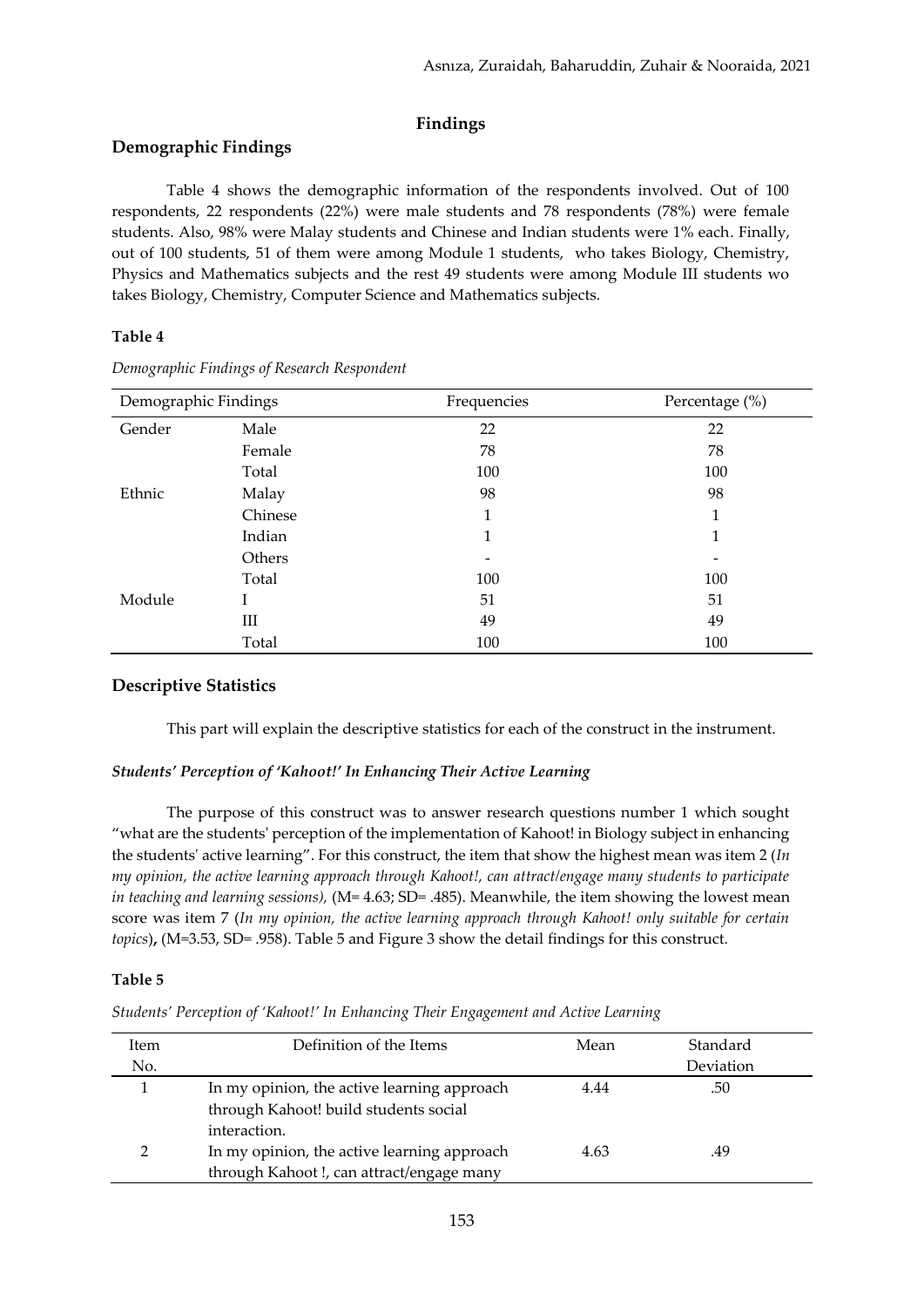# Findings

## Demographic Findings

Table 4 shows the demographic information of the respondents involved. Out of 100 respondents, 22 respondents (22%) were male students and 78 respondents (78%) were female students. Also, 98% were Malay students and Chinese and Indian students were 1% each. Finally, out of 100 students, 51 of them were among Module 1 students, who takes Biology, Chemistry, Physics and Mathematics subjects and the rest 49 students were among Module III students wo takes Biology, Chemistry, Computer Science and Mathematics subjects.

**Table 4**

*Demographic Findings of Research Respondent*

| Demographic Findings | | Frequencies | Percentage (%) |
|---|---|---|---|
| Gender | Male | 22 | 22 |
| | Female | 78 | 78 |
| | Total | 100 | 100 |
| Ethnic | Malay | 98 | 98 |
| | Chinese | 1 | 1 |
| | Indian | 1 | 1 |
| | Others | - | - |
| | Total | 100 | 100 |
| Module | I | 51 | 51 |
| | III | 49 | 49 |
| | Total | 100 | 100 |

## Descriptive Statistics

This part will explain the descriptive statistics for each of the construct in the instrument.

### *Students' Perception of 'Kahoot!' In Enhancing Their Active Learning*

The purpose of this construct was to answer research questions number 1 which sought "what are the students' perception of the implementation of Kahoot! in Biology subject in enhancing the students' active learning". For this construct, the item that show the highest mean was item 2 (*In my opinion, the active learning approach through Kahoot!, can attract/engage many students to participate in teaching and learning sessions),* (M= 4.63; SD= .485). Meanwhile, the item showing the lowest mean score was item 7 (*In my opinion, the active learning approach through Kahoot! only suitable for certain topics*)**,** (M=3.53, SD= .958). Table 5 and Figure 3 show the detail findings for this construct.

**Table 5**

*Students' Perception of 'Kahoot!' In Enhancing Their Engagement and Active Learning*

| Item No. | Definition of the Items | Mean | Standard Deviation |
|---|---|---|---|
| 1 | In my opinion, the active learning approach through Kahoot! build students social interaction. | 4.44 | .50 |
| 2 | In my opinion, the active learning approach through Kahoot !, can attract/engage many | 4.63 | .49 |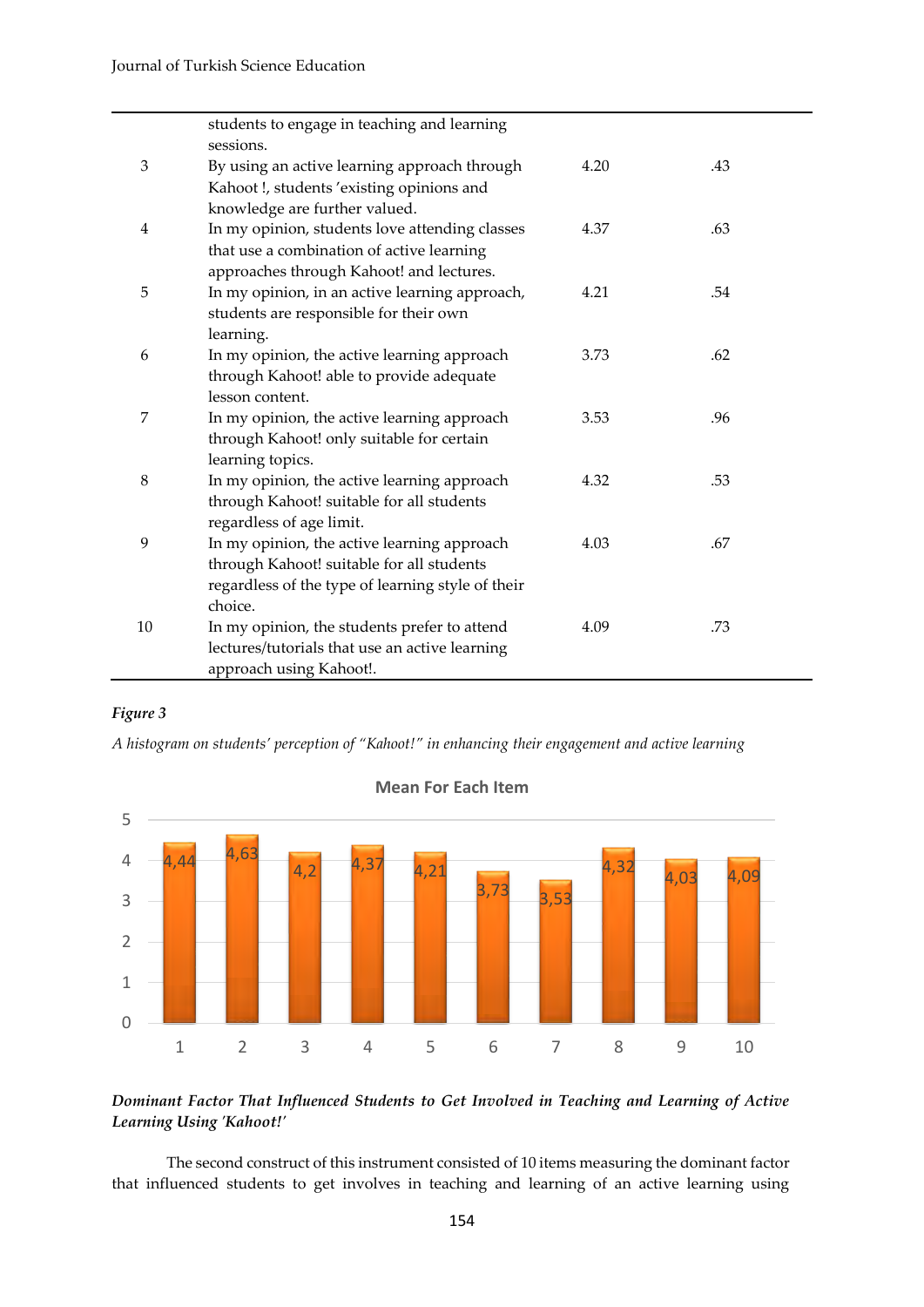|  |  |  |  |
|---|---|---|---|
|  | students to engage in teaching and learning sessions. |  |  |
| 3 | By using an active learning approach through Kahoot !, students 'existing opinions and knowledge are further valued. | 4.20 | .43 |
| 4 | In my opinion, students love attending classes that use a combination of active learning approaches through Kahoot! and lectures. | 4.37 | .63 |
| 5 | In my opinion, in an active learning approach, students are responsible for their own learning. | 4.21 | .54 |
| 6 | In my opinion, the active learning approach through Kahoot! able to provide adequate lesson content. | 3.73 | .62 |
| 7 | In my opinion, the active learning approach through Kahoot! only suitable for certain learning topics. | 3.53 | .96 |
| 8 | In my opinion, the active learning approach through Kahoot! suitable for all students regardless of age limit. | 4.32 | .53 |
| 9 | In my opinion, the active learning approach through Kahoot! suitable for all students regardless of the type of learning style of their choice. | 4.03 | .67 |
| 10 | In my opinion, the students prefer to attend lectures/tutorials that use an active learning approach using Kahoot!. | 4.09 | .73 |

***Figure 3***

*A histogram on students' perception of "Kahoot!" in enhancing their engagement and active learning*

**Mean For Each Item**

| Item | 1 | 2 | 3 | 4 | 5 | 6 | 7 | 8 | 9 | 10 |
|---|---|---|---|---|---|---|---|---|---|---|
| Mean | 4,44 | 4,63 | 4,2 | 4,37 | 4,21 | 3,73 | 3,53 | 4,32 | 4,03 | 4,09 |

***Dominant Factor That Influenced Students to Get Involved in Teaching and Learning of Active Learning Using 'Kahoot!'***

The second construct of this instrument consisted of 10 items measuring the dominant factor that influenced students to get involves in teaching and learning of an active learning using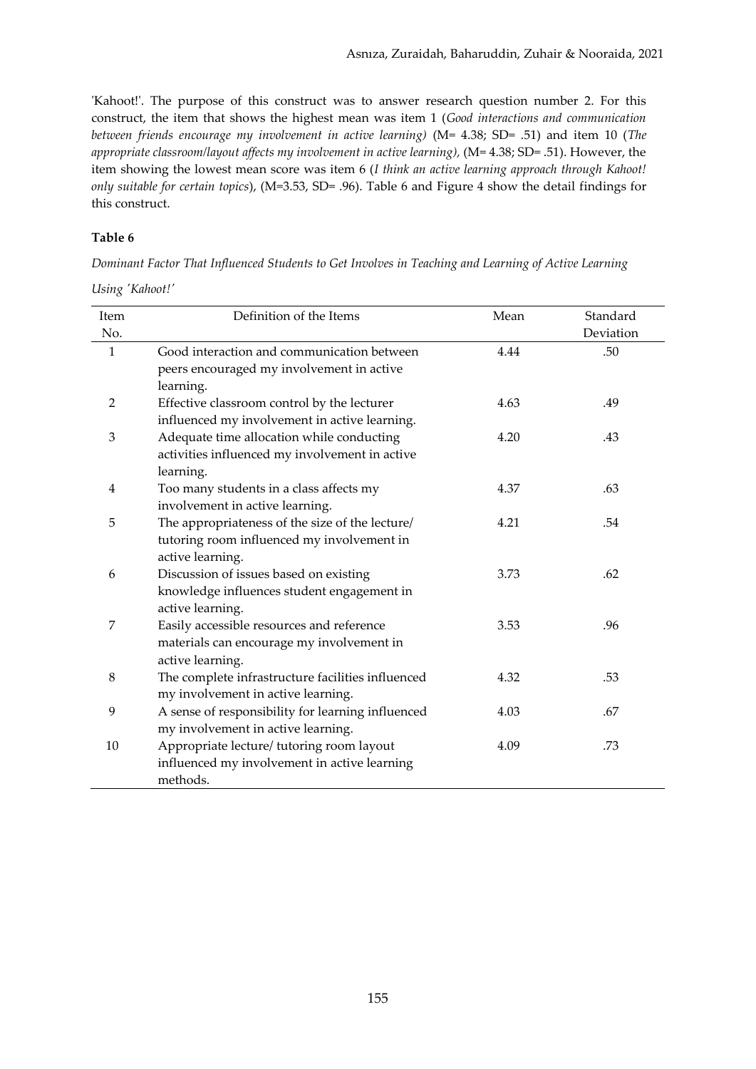'Kahoot!'. The purpose of this construct was to answer research question number 2. For this construct, the item that shows the highest mean was item 1 (*Good interactions and communication between friends encourage my involvement in active learning)* (M= 4.38; SD= .51) and item 10 (*The appropriate classroom/layout affects my involvement in active learning),* (M= 4.38; SD= .51). However, the item showing the lowest mean score was item 6 (*I think an active learning approach through Kahoot! only suitable for certain topics*), (M=3.53, SD= .96). Table 6 and Figure 4 show the detail findings for this construct.

**Table 6**

*Dominant Factor That Influenced Students to Get Involves in Teaching and Learning of Active Learning Using 'Kahoot!'*

| Item No. | Definition of the Items | Mean | Standard Deviation |
|---|---|---|---|
| 1 | Good interaction and communication between peers encouraged my involvement in active learning. | 4.44 | .50 |
| 2 | Effective classroom control by the lecturer influenced my involvement in active learning. | 4.63 | .49 |
| 3 | Adequate time allocation while conducting activities influenced my involvement in active learning. | 4.20 | .43 |
| 4 | Too many students in a class affects my involvement in active learning. | 4.37 | .63 |
| 5 | The appropriateness of the size of the lecture/ tutoring room influenced my involvement in active learning. | 4.21 | .54 |
| 6 | Discussion of issues based on existing knowledge influences student engagement in active learning. | 3.73 | .62 |
| 7 | Easily accessible resources and reference materials can encourage my involvement in active learning. | 3.53 | .96 |
| 8 | The complete infrastructure facilities influenced my involvement in active learning. | 4.32 | .53 |
| 9 | A sense of responsibility for learning influenced my involvement in active learning. | 4.03 | .67 |
| 10 | Appropriate lecture/ tutoring room layout influenced my involvement in active learning methods. | 4.09 | .73 |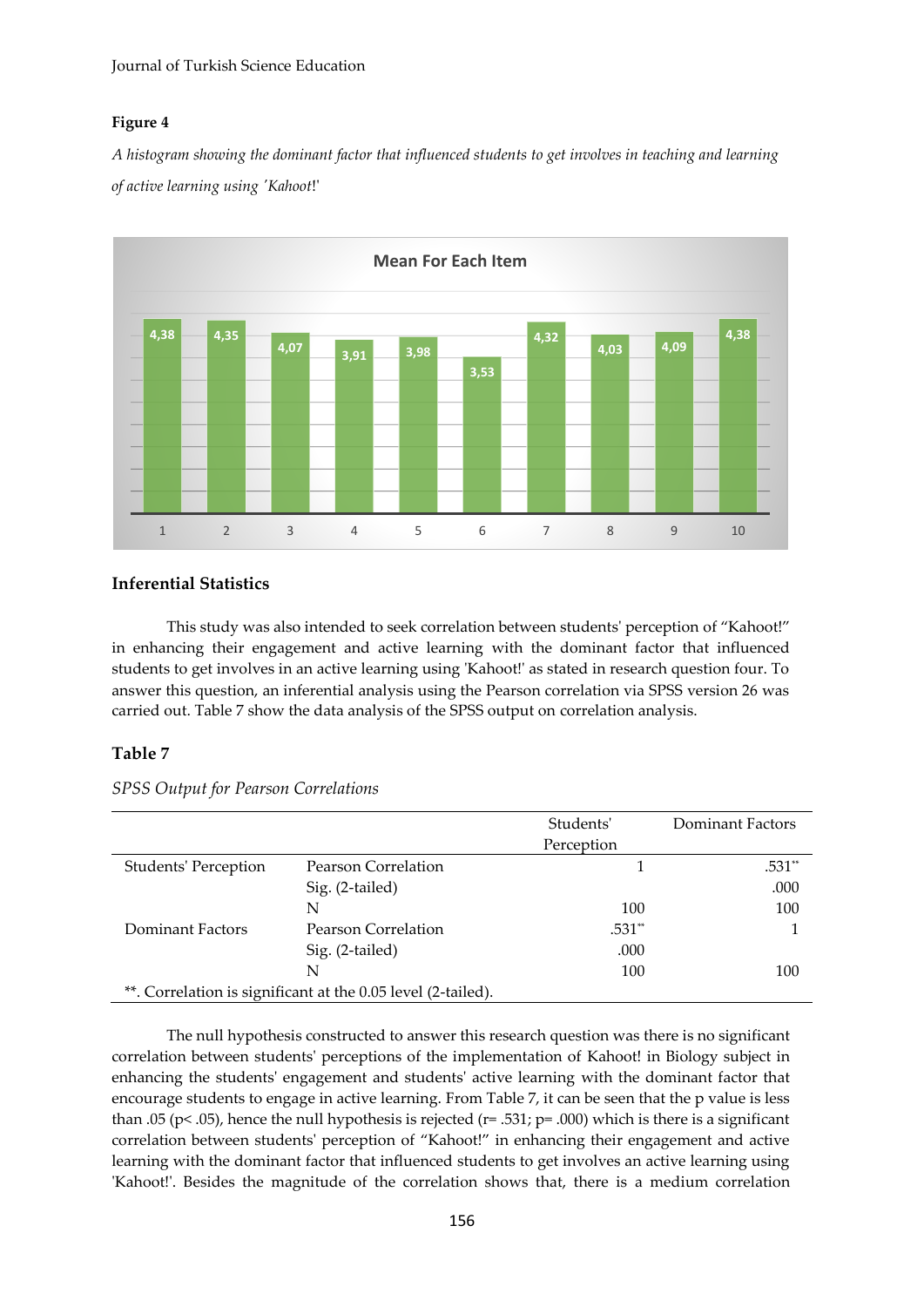**Figure 4**

*A histogram showing the dominant factor that influenced students to get involves in teaching and learning of active learning using 'Kahoot!'*

**Mean For Each Item**

| Item | 1 | 2 | 3 | 4 | 5 | 6 | 7 | 8 | 9 | 10 |
|---|---|---|---|---|---|---|---|---|---|---|
| Mean | 4,38 | 4,35 | 4,07 | 3,91 | 3,98 | 3,53 | 4,32 | 4,03 | 4,09 | 4,38 |

## Inferential Statistics

This study was also intended to seek correlation between students' perception of "Kahoot!" in enhancing their engagement and active learning with the dominant factor that influenced students to get involves in an active learning using 'Kahoot!' as stated in research question four. To answer this question, an inferential analysis using the Pearson correlation via SPSS version 26 was carried out. Table 7 show the data analysis of the SPSS output on correlation analysis.

## Table 7

*SPSS Output for Pearson Correlations*

| | | Students' Perception | Dominant Factors |
|---|---|---|---|
| Students' Perception | Pearson Correlation | 1 | .531** |
| | Sig. (2-tailed) | | .000 |
| | N | 100 | 100 |
| Dominant Factors | Pearson Correlation | .531** | 1 |
| | Sig. (2-tailed) | .000 | |
| | N | 100 | 100 |

**. Correlation is significant at the 0.05 level (2-tailed).

The null hypothesis constructed to answer this research question was there is no significant correlation between students' perceptions of the implementation of Kahoot! in Biology subject in enhancing the students' engagement and students' active learning with the dominant factor that encourage students to engage in active learning. From Table 7, it can be seen that the p value is less than .05 ($p < .05$), hence the null hypothesis is rejected ($r = .531$; $p = .000$) which is there is a significant correlation between students' perception of "Kahoot!" in enhancing their engagement and active learning with the dominant factor that influenced students to get involves an active learning using 'Kahoot!'. Besides the magnitude of the correlation shows that, there is a medium correlation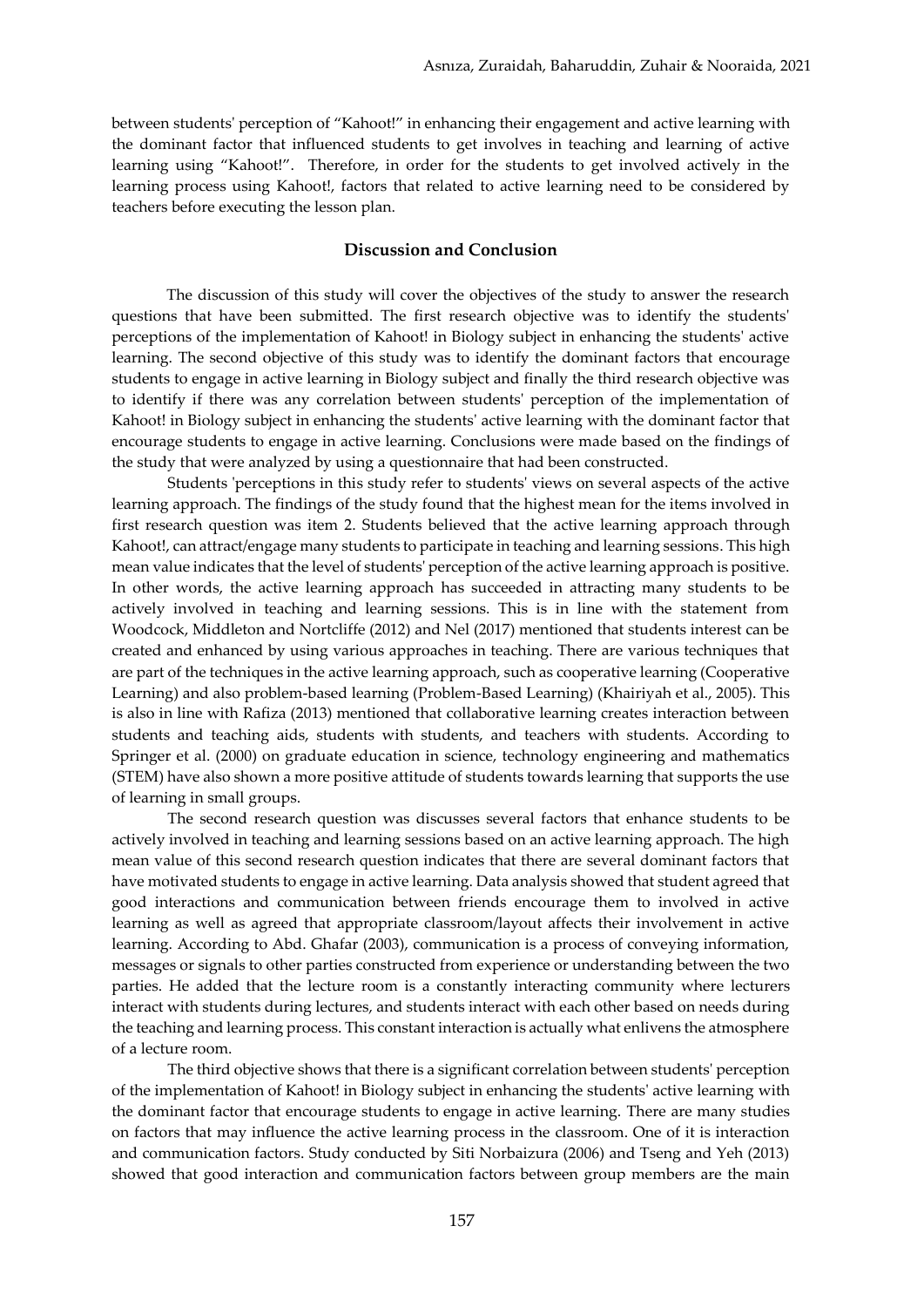between students' perception of "Kahoot!" in enhancing their engagement and active learning with the dominant factor that influenced students to get involves in teaching and learning of active learning using "Kahoot!". Therefore, in order for the students to get involved actively in the learning process using Kahoot!, factors that related to active learning need to be considered by teachers before executing the lesson plan.

## Discussion and Conclusion

The discussion of this study will cover the objectives of the study to answer the research questions that have been submitted. The first research objective was to identify the students' perceptions of the implementation of Kahoot! in Biology subject in enhancing the students' active learning. The second objective of this study was to identify the dominant factors that encourage students to engage in active learning in Biology subject and finally the third research objective was to identify if there was any correlation between students' perception of the implementation of Kahoot! in Biology subject in enhancing the students' active learning with the dominant factor that encourage students to engage in active learning. Conclusions were made based on the findings of the study that were analyzed by using a questionnaire that had been constructed.

Students 'perceptions in this study refer to students' views on several aspects of the active learning approach. The findings of the study found that the highest mean for the items involved in first research question was item 2. Students believed that the active learning approach through Kahoot!, can attract/engage many students to participate in teaching and learning sessions. This high mean value indicates that the level of students' perception of the active learning approach is positive. In other words, the active learning approach has succeeded in attracting many students to be actively involved in teaching and learning sessions. This is in line with the statement from Woodcock, Middleton and Nortcliffe (2012) and Nel (2017) mentioned that students interest can be created and enhanced by using various approaches in teaching. There are various techniques that are part of the techniques in the active learning approach, such as cooperative learning (Cooperative Learning) and also problem-based learning (Problem-Based Learning) (Khairiyah et al., 2005). This is also in line with Rafiza (2013) mentioned that collaborative learning creates interaction between students and teaching aids, students with students, and teachers with students. According to Springer et al. (2000) on graduate education in science, technology engineering and mathematics (STEM) have also shown a more positive attitude of students towards learning that supports the use of learning in small groups.

The second research question was discusses several factors that enhance students to be actively involved in teaching and learning sessions based on an active learning approach. The high mean value of this second research question indicates that there are several dominant factors that have motivated students to engage in active learning. Data analysis showed that student agreed that good interactions and communication between friends encourage them to involved in active learning as well as agreed that appropriate classroom/layout affects their involvement in active learning. According to Abd. Ghafar (2003), communication is a process of conveying information, messages or signals to other parties constructed from experience or understanding between the two parties. He added that the lecture room is a constantly interacting community where lecturers interact with students during lectures, and students interact with each other based on needs during the teaching and learning process. This constant interaction is actually what enlivens the atmosphere of a lecture room.

The third objective shows that there is a significant correlation between students' perception of the implementation of Kahoot! in Biology subject in enhancing the students' active learning with the dominant factor that encourage students to engage in active learning. There are many studies on factors that may influence the active learning process in the classroom. One of it is interaction and communication factors. Study conducted by Siti Norbaizura (2006) and Tseng and Yeh (2013) showed that good interaction and communication factors between group members are the main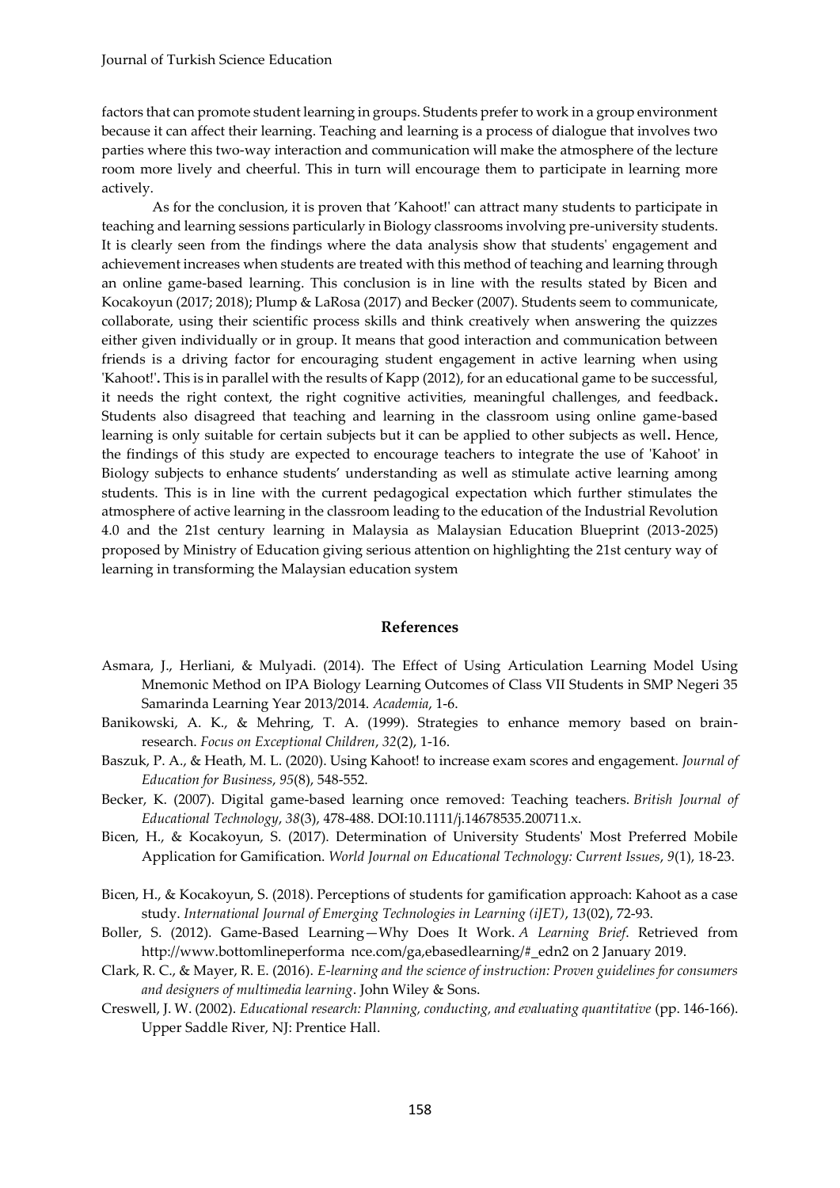factors that can promote student learning in groups. Students prefer to work in a group environment because it can affect their learning. Teaching and learning is a process of dialogue that involves two parties where this two-way interaction and communication will make the atmosphere of the lecture room more lively and cheerful. This in turn will encourage them to participate in learning more actively.

As for the conclusion, it is proven that 'Kahoot!' can attract many students to participate in teaching and learning sessions particularly in Biology classrooms involving pre-university students. It is clearly seen from the findings where the data analysis show that students' engagement and achievement increases when students are treated with this method of teaching and learning through an online game-based learning. This conclusion is in line with the results stated by Bicen and Kocakoyun (2017; 2018); Plump & LaRosa (2017) and Becker (2007). Students seem to communicate, collaborate, using their scientific process skills and think creatively when answering the quizzes either given individually or in group. It means that good interaction and communication between friends is a driving factor for encouraging student engagement in active learning when using 'Kahoot!'**.** This is in parallel with the results of Kapp (2012), for an educational game to be successful, it needs the right context, the right cognitive activities, meaningful challenges, and feedback**.** Students also disagreed that teaching and learning in the classroom using online game-based learning is only suitable for certain subjects but it can be applied to other subjects as well**.** Hence, the findings of this study are expected to encourage teachers to integrate the use of 'Kahoot' in Biology subjects to enhance students' understanding as well as stimulate active learning among students. This is in line with the current pedagogical expectation which further stimulates the atmosphere of active learning in the classroom leading to the education of the Industrial Revolution 4.0 and the 21st century learning in Malaysia as Malaysian Education Blueprint (2013-2025) proposed by Ministry of Education giving serious attention on highlighting the 21st century way of learning in transforming the Malaysian education system

## References

Asmara, J., Herliani, & Mulyadi. (2014). The Effect of Using Articulation Learning Model Using Mnemonic Method on IPA Biology Learning Outcomes of Class VII Students in SMP Negeri 35 Samarinda Learning Year 2013/2014. *Academia*, 1-6.

Banikowski, A. K., & Mehring, T. A. (1999). Strategies to enhance memory based on brain-research. *Focus on Exceptional Children*, *32*(2), 1-16.

Baszuk, P. A., & Heath, M. L. (2020). Using Kahoot! to increase exam scores and engagement. *Journal of Education for Business*, *95*(8), 548-552.

Becker, K. (2007). Digital game-based learning once removed: Teaching teachers. *British Journal of Educational Technology*, *38*(3), 478-488. DOI:10.1111/j.14678535.200711.x.

Bicen, H., & Kocakoyun, S. (2017). Determination of University Students' Most Preferred Mobile Application for Gamification. *World Journal on Educational Technology: Current Issues*, *9*(1), 18-23.

Bicen, H., & Kocakoyun, S. (2018). Perceptions of students for gamification approach: Kahoot as a case study. *International Journal of Emerging Technologies in Learning (iJET)*, *13*(02), 72-93.

Boller, S. (2012). Game-Based Learning—Why Does It Work. *A Learning Brief*. Retrieved from http://www.bottomlineperforma nce.com/ga,ebasedlearning/#_edn2 on 2 January 2019.

Clark, R. C., & Mayer, R. E. (2016). *E-learning and the science of instruction: Proven guidelines for consumers and designers of multimedia learning*. John Wiley & Sons.

Creswell, J. W. (2002). *Educational research: Planning, conducting, and evaluating quantitative* (pp. 146-166). Upper Saddle River, NJ: Prentice Hall.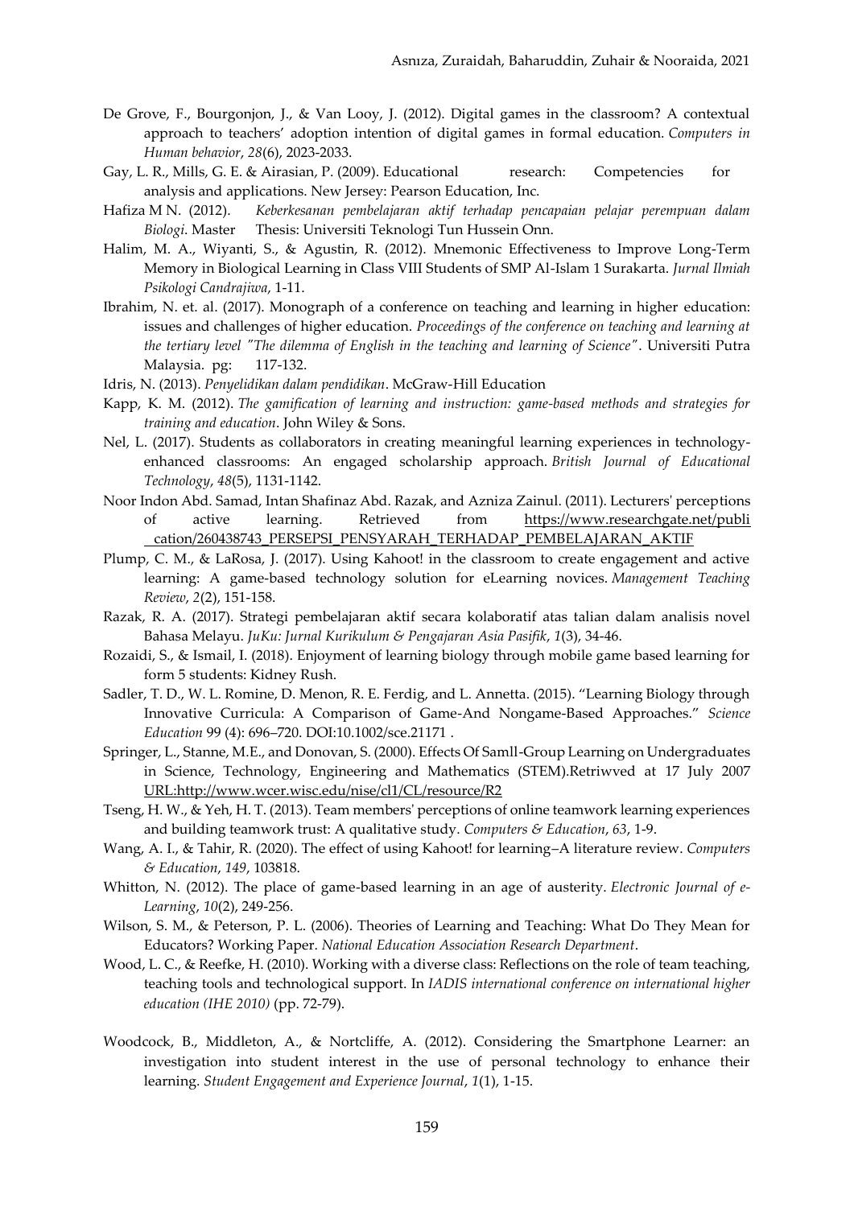De Grove, F., Bourgonjon, J., & Van Looy, J. (2012). Digital games in the classroom? A contextual approach to teachers' adoption intention of digital games in formal education. *Computers in Human behavior*, *28*(6), 2023-2033.

Gay, L. R., Mills, G. E. & Airasian, P. (2009). Educational research: Competencies for analysis and applications. New Jersey: Pearson Education, Inc.

Hafiza M N. (2012). *Keberkesanan pembelajaran aktif terhadap pencapaian pelajar perempuan dalam Biologi*. Master Thesis: Universiti Teknologi Tun Hussein Onn.

Halim, M. A., Wiyanti, S., & Agustin, R. (2012). Mnemonic Effectiveness to Improve Long-Term Memory in Biological Learning in Class VIII Students of SMP Al-Islam 1 Surakarta. *Jurnal Ilmiah Psikologi Candrajiwa*, 1-11.

Ibrahim, N. et. al. (2017). Monograph of a conference on teaching and learning in higher education: issues and challenges of higher education. *Proceedings of the conference on teaching and learning at the tertiary level "The dilemma of English in the teaching and learning of Science"*. Universiti Putra Malaysia. pg: 117-132.

Idris, N. (2013). *Penyelidikan dalam pendidikan*. McGraw-Hill Education

Kapp, K. M. (2012). *The gamification of learning and instruction: game-based methods and strategies for training and education*. John Wiley & Sons.

Nel, L. (2017). Students as collaborators in creating meaningful learning experiences in technology-enhanced classrooms: An engaged scholarship approach. *British Journal of Educational Technology*, *48*(5), 1131-1142.

Noor Indon Abd. Samad, Intan Shafinaz Abd. Razak, and Azniza Zainul. (2011). Lecturers' perceptions of active learning. Retrieved from https://www.researchgate.net/publication/260438743_PERSEPSI_PENSYARAH_TERHADAP_PEMBELAJARAN_AKTIF

Plump, C. M., & LaRosa, J. (2017). Using Kahoot! in the classroom to create engagement and active learning: A game-based technology solution for eLearning novices. *Management Teaching Review*, *2*(2), 151-158.

Razak, R. A. (2017). Strategi pembelajaran aktif secara kolaboratif atas talian dalam analisis novel Bahasa Melayu. *JuKu: Jurnal Kurikulum & Pengajaran Asia Pasifik*, *1*(3), 34-46.

Rozaidi, S., & Ismail, I. (2018). Enjoyment of learning biology through mobile game based learning for form 5 students: Kidney Rush.

Sadler, T. D., W. L. Romine, D. Menon, R. E. Ferdig, and L. Annetta. (2015). "Learning Biology through Innovative Curricula: A Comparison of Game-And Nongame-Based Approaches." *Science Education* 99 (4): 696–720. DOI:10.1002/sce.21171 .

Springer, L., Stanne, M.E., and Donovan, S. (2000). Effects Of Samll-Group Learning on Undergraduates in Science, Technology, Engineering and Mathematics (STEM).Retriwved at 17 July 2007 URL:http://www.wcer.wisc.edu/nise/cl1/CL/resource/R2

Tseng, H. W., & Yeh, H. T. (2013). Team members' perceptions of online teamwork learning experiences and building teamwork trust: A qualitative study. *Computers & Education*, *63*, 1-9.

Wang, A. I., & Tahir, R. (2020). The effect of using Kahoot! for learning–A literature review. *Computers & Education*, *149*, 103818.

Whitton, N. (2012). The place of game-based learning in an age of austerity. *Electronic Journal of e-Learning*, *10*(2), 249-256.

Wilson, S. M., & Peterson, P. L. (2006). Theories of Learning and Teaching: What Do They Mean for Educators? Working Paper. *National Education Association Research Department*.

Wood, L. C., & Reefke, H. (2010). Working with a diverse class: Reflections on the role of team teaching, teaching tools and technological support. In *IADIS international conference on international higher education (IHE 2010)* (pp. 72-79).

Woodcock, B., Middleton, A., & Nortcliffe, A. (2012). Considering the Smartphone Learner: an investigation into student interest in the use of personal technology to enhance their learning. *Student Engagement and Experience Journal*, *1*(1), 1-15.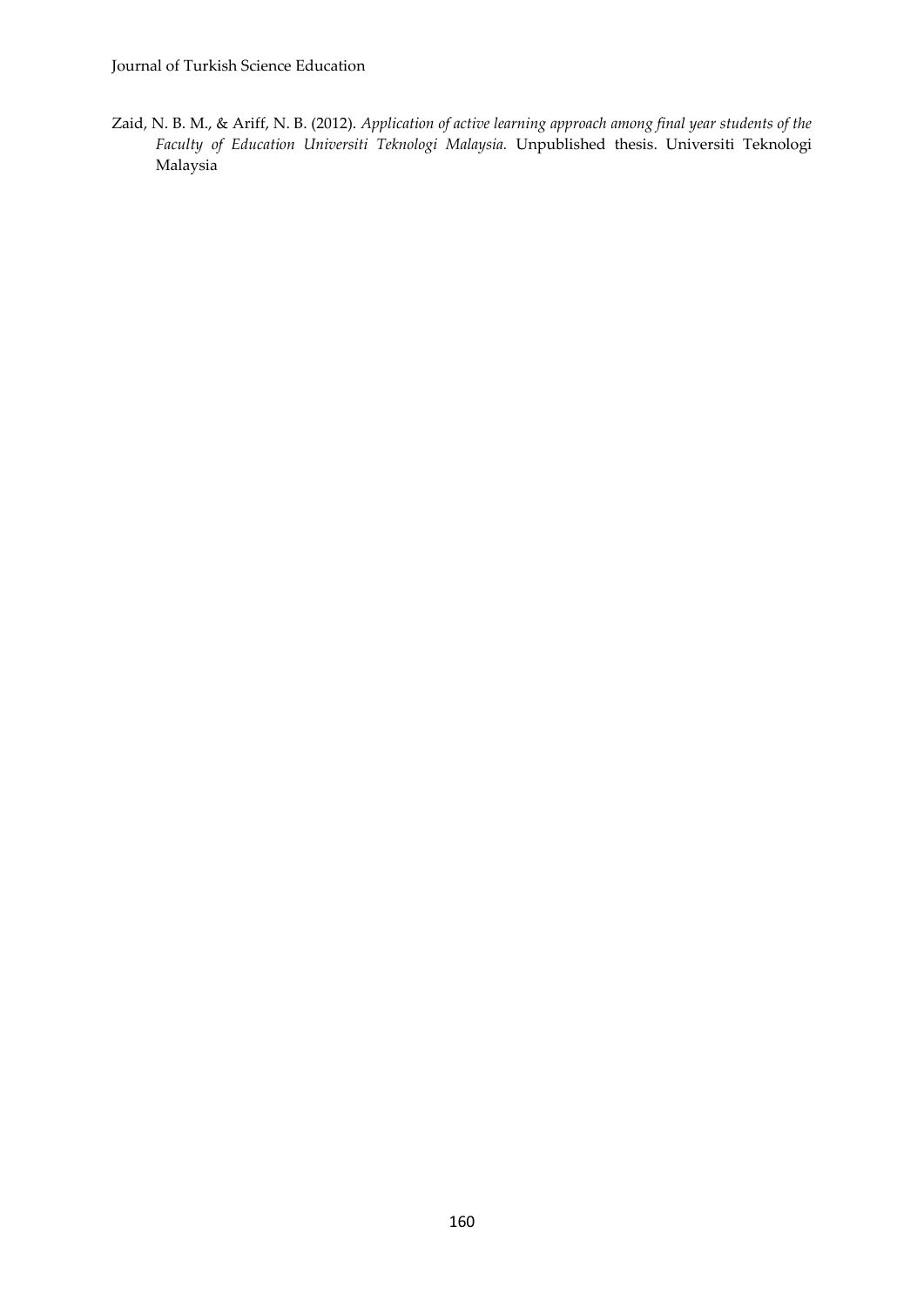Zaid, N. B. M., & Ariff, N. B. (2012). *Application of active learning approach among final year students of the Faculty of Education Universiti Teknologi Malaysia.* Unpublished thesis. Universiti Teknologi Malaysia